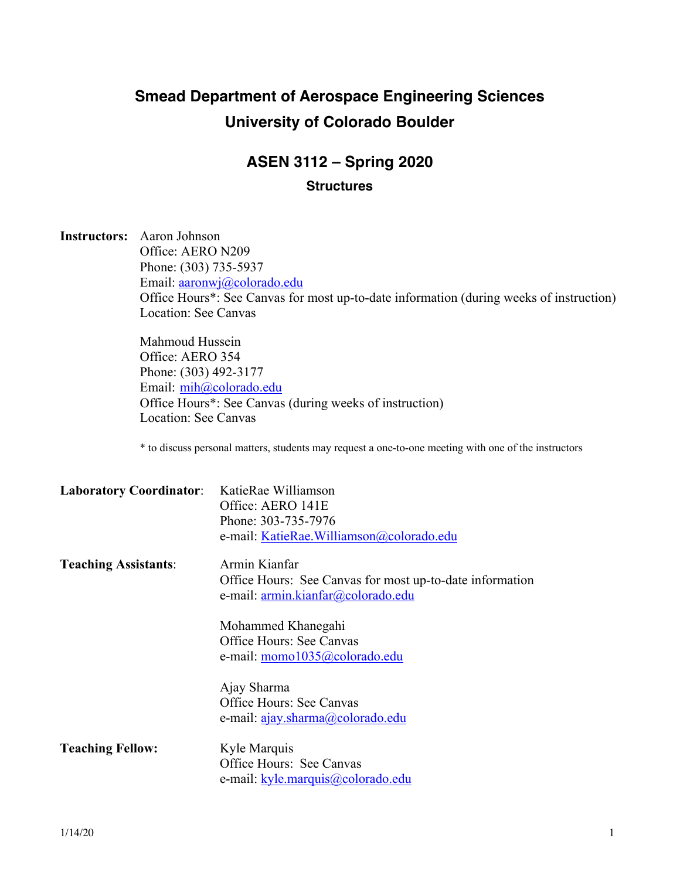# Smead Department of Aerospace Engineering Sciences
# University of Colorado Boulder

## ASEN 3112 – Spring 2020

### Structures

**Instructors:** Aaron Johnson
Office: AERO N209
Phone: (303) 735-5937
Email: aaronwj@colorado.edu
Office Hours*: See Canvas for most up-to-date information (during weeks of instruction)
Location: See Canvas

Mahmoud Hussein
Office: AERO 354
Phone: (303) 492-3177
Email: mih@colorado.edu
Office Hours*: See Canvas (during weeks of instruction)
Location: See Canvas

* to discuss personal matters, students may request a one-to-one meeting with one of the instructors

**Laboratory Coordinator**: KatieRae Williamson
Office: AERO 141E
Phone: 303-735-7976
e-mail: KatieRae.Williamson@colorado.edu

**Teaching Assistants**: Armin Kianfar
Office Hours: See Canvas for most up-to-date information
e-mail: armin.kianfar@colorado.edu

Mohammed Khanegahi
Office Hours: See Canvas
e-mail: momo1035@colorado.edu

Ajay Sharma
Office Hours: See Canvas
e-mail: ajay.sharma@colorado.edu

**Teaching Fellow:** Kyle Marquis
Office Hours: See Canvas
e-mail: kyle.marquis@colorado.edu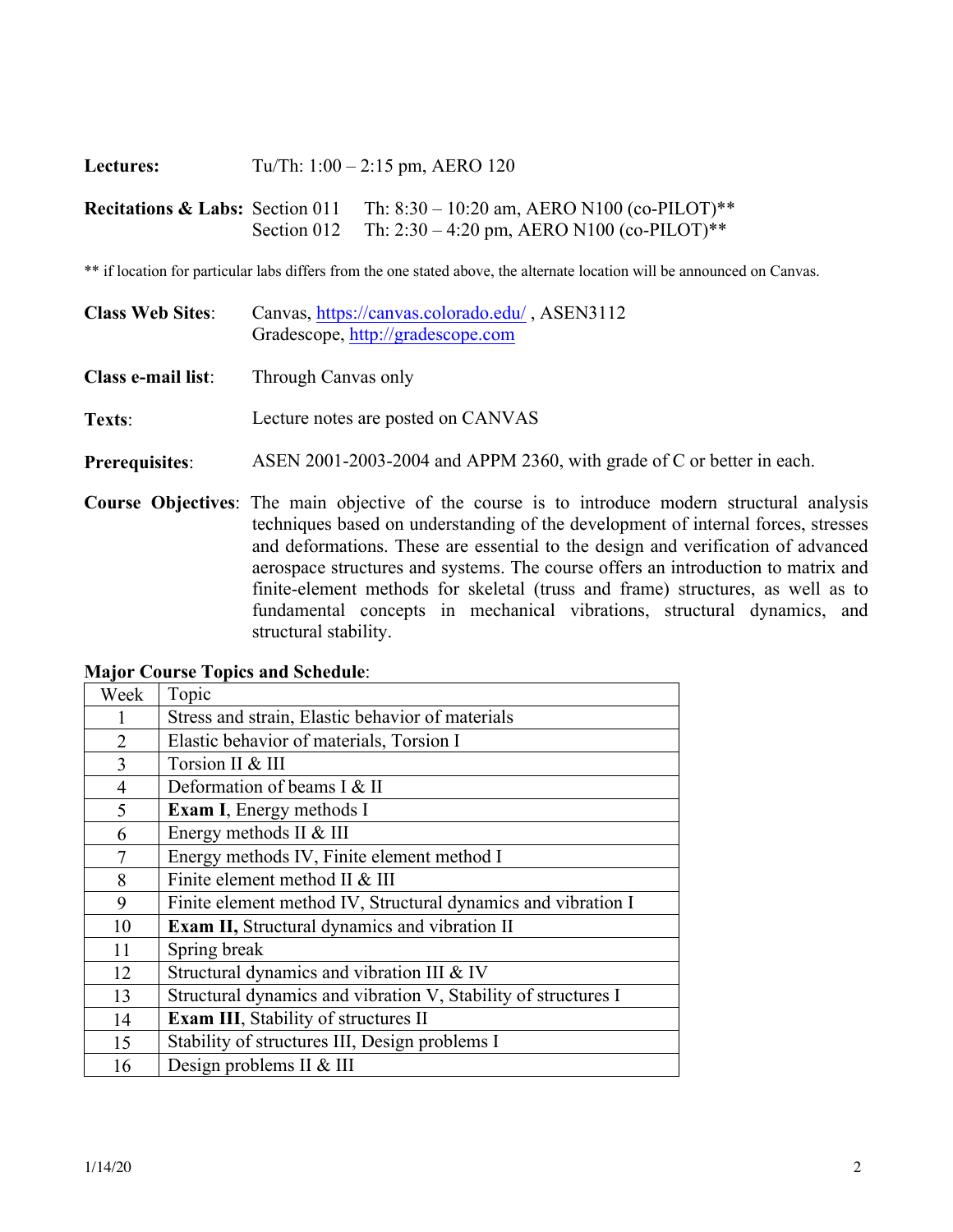**Lectures:** Tu/Th: 1:00 – 2:15 pm, AERO 120

**Recitations & Labs:** Section 011 Th: 8:30 – 10:20 am, AERO N100 (co-PILOT)**
Section 012 Th: 2:30 – 4:20 pm, AERO N100 (co-PILOT)**

** if location for particular labs differs from the one stated above, the alternate location will be announced on Canvas.

**Class Web Sites**: Canvas, https://canvas.colorado.edu/ , ASEN3112
Gradescope, http://gradescope.com

**Class e-mail list**: Through Canvas only

**Texts**: Lecture notes are posted on CANVAS

**Prerequisites**: ASEN 2001-2003-2004 and APPM 2360, with grade of C or better in each.

**Course Objectives**: The main objective of the course is to introduce modern structural analysis techniques based on understanding of the development of internal forces, stresses and deformations. These are essential to the design and verification of advanced aerospace structures and systems. The course offers an introduction to matrix and finite-element methods for skeletal (truss and frame) structures, as well as to fundamental concepts in mechanical vibrations, structural dynamics, and structural stability.

**Major Course Topics and Schedule**:

| Week | Topic |
|---|---|
| 1 | Stress and strain, Elastic behavior of materials |
| 2 | Elastic behavior of materials, Torsion I |
| 3 | Torsion II & III |
| 4 | Deformation of beams I & II |
| 5 | **Exam I**, Energy methods I |
| 6 | Energy methods II & III |
| 7 | Energy methods IV, Finite element method I |
| 8 | Finite element method II & III |
| 9 | Finite element method IV, Structural dynamics and vibration I |
| 10 | **Exam II,** Structural dynamics and vibration II |
| 11 | Spring break |
| 12 | Structural dynamics and vibration III & IV |
| 13 | Structural dynamics and vibration V, Stability of structures I |
| 14 | **Exam III**, Stability of structures II |
| 15 | Stability of structures III, Design problems I |
| 16 | Design problems II & III |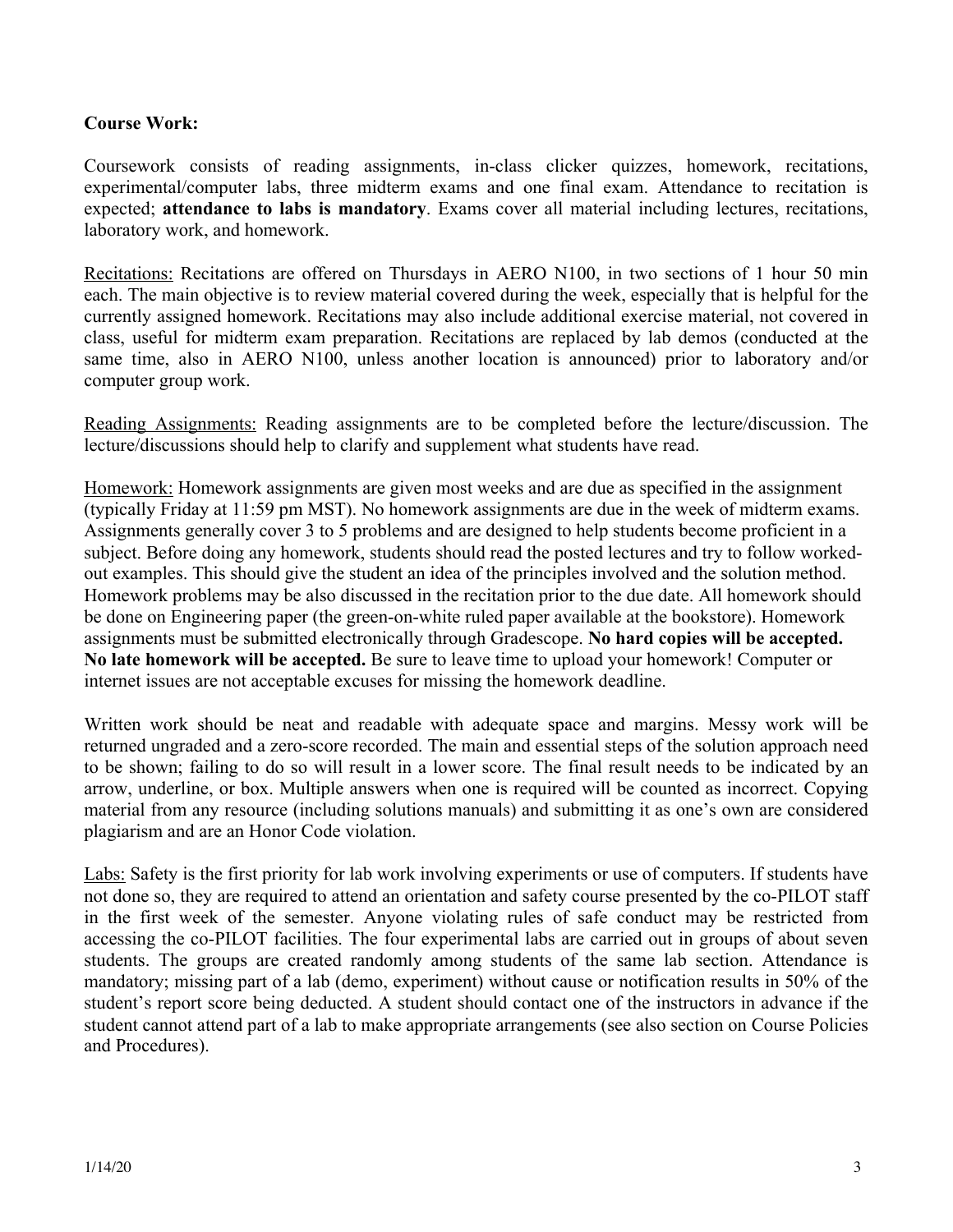**Course Work:**

Coursework consists of reading assignments, in-class clicker quizzes, homework, recitations, experimental/computer labs, three midterm exams and one final exam. Attendance to recitation is expected; **attendance to labs is mandatory**. Exams cover all material including lectures, recitations, laboratory work, and homework.

<u>Recitations:</u> Recitations are offered on Thursdays in AERO N100, in two sections of 1 hour 50 min each. The main objective is to review material covered during the week, especially that is helpful for the currently assigned homework. Recitations may also include additional exercise material, not covered in class, useful for midterm exam preparation. Recitations are replaced by lab demos (conducted at the same time, also in AERO N100, unless another location is announced) prior to laboratory and/or computer group work.

<u>Reading Assignments:</u> Reading assignments are to be completed before the lecture/discussion. The lecture/discussions should help to clarify and supplement what students have read.

<u>Homework:</u> Homework assignments are given most weeks and are due as specified in the assignment (typically Friday at 11:59 pm MST). No homework assignments are due in the week of midterm exams. Assignments generally cover 3 to 5 problems and are designed to help students become proficient in a subject. Before doing any homework, students should read the posted lectures and try to follow worked-out examples. This should give the student an idea of the principles involved and the solution method. Homework problems may be also discussed in the recitation prior to the due date. All homework should be done on Engineering paper (the green-on-white ruled paper available at the bookstore). Homework assignments must be submitted electronically through Gradescope. **No hard copies will be accepted. No late homework will be accepted.** Be sure to leave time to upload your homework! Computer or internet issues are not acceptable excuses for missing the homework deadline.

Written work should be neat and readable with adequate space and margins. Messy work will be returned ungraded and a zero-score recorded. The main and essential steps of the solution approach need to be shown; failing to do so will result in a lower score. The final result needs to be indicated by an arrow, underline, or box. Multiple answers when one is required will be counted as incorrect. Copying material from any resource (including solutions manuals) and submitting it as one's own are considered plagiarism and are an Honor Code violation.

<u>Labs:</u> Safety is the first priority for lab work involving experiments or use of computers. If students have not done so, they are required to attend an orientation and safety course presented by the co-PILOT staff in the first week of the semester. Anyone violating rules of safe conduct may be restricted from accessing the co-PILOT facilities. The four experimental labs are carried out in groups of about seven students. The groups are created randomly among students of the same lab section. Attendance is mandatory; missing part of a lab (demo, experiment) without cause or notification results in 50% of the student's report score being deducted. A student should contact one of the instructors in advance if the student cannot attend part of a lab to make appropriate arrangements (see also section on Course Policies and Procedures).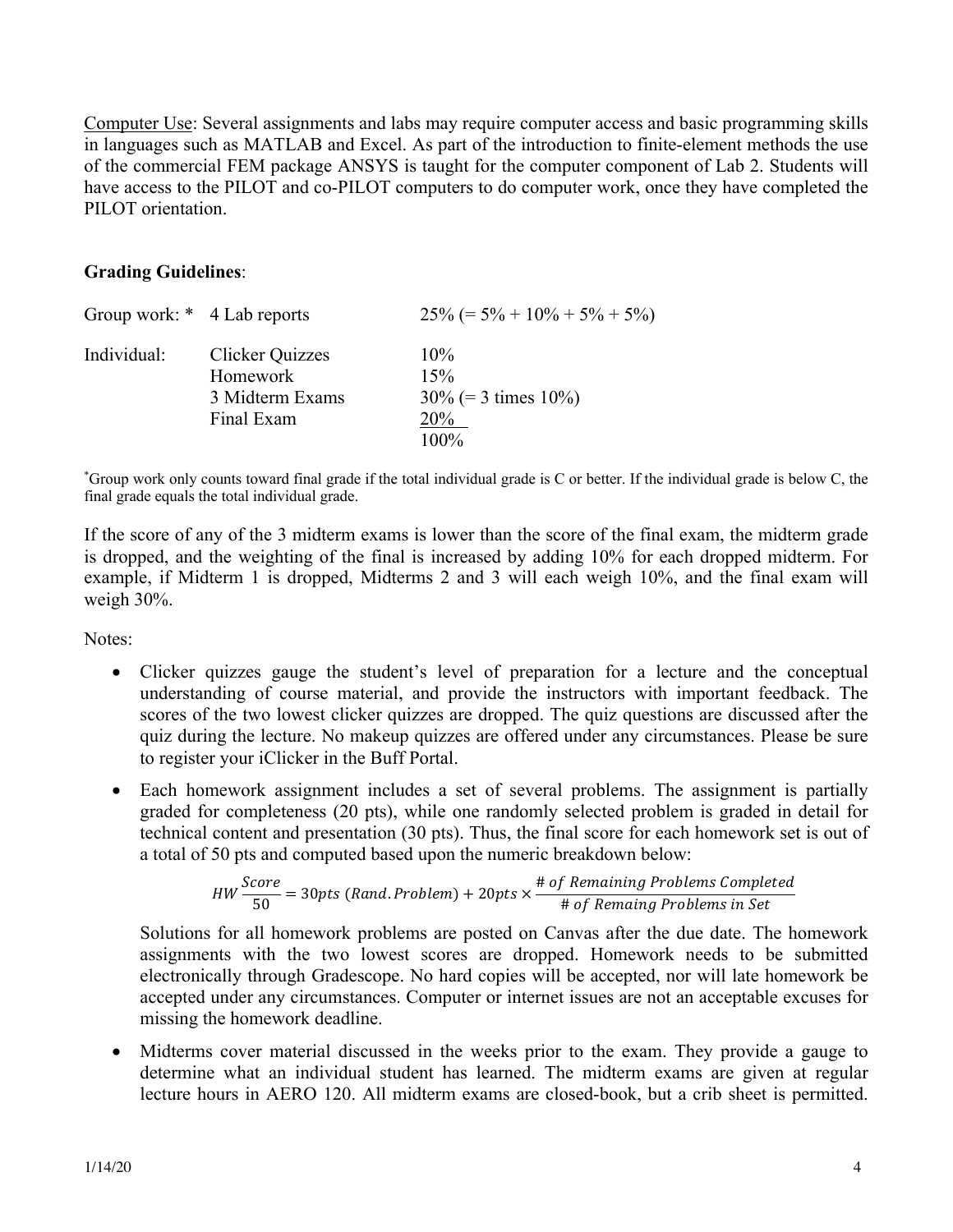Computer Use: Several assignments and labs may require computer access and basic programming skills in languages such as MATLAB and Excel. As part of the introduction to finite-element methods the use of the commercial FEM package ANSYS is taught for the computer component of Lab 2. Students will have access to the PILOT and co-PILOT computers to do computer work, once they have completed the PILOT orientation.

**Grading Guidelines**:

| | | |
|---|---|---|
| Group work: * | 4 Lab reports | 25% (= 5% + 10% + 5% + 5%) |
| Individual: | Clicker Quizzes | 10% |
| | Homework | 15% |
| | 3 Midterm Exams | 30% (= 3 times 10%) |
| | Final Exam | 20% |
| | | 100% |

*Group work only counts toward final grade if the total individual grade is C or better. If the individual grade is below C, the final grade equals the total individual grade.

If the score of any of the 3 midterm exams is lower than the score of the final exam, the midterm grade is dropped, and the weighting of the final is increased by adding 10% for each dropped midterm. For example, if Midterm 1 is dropped, Midterms 2 and 3 will each weigh 10%, and the final exam will weigh 30%.

Notes:

- Clicker quizzes gauge the student's level of preparation for a lecture and the conceptual understanding of course material, and provide the instructors with important feedback. The scores of the two lowest clicker quizzes are dropped. The quiz questions are discussed after the quiz during the lecture. No makeup quizzes are offered under any circumstances. Please be sure to register your iClicker in the Buff Portal.
- Each homework assignment includes a set of several problems. The assignment is partially graded for completeness (20 pts), while one randomly selected problem is graded in detail for technical content and presentation (30 pts). Thus, the final score for each homework set is out of a total of 50 pts and computed based upon the numeric breakdown below:

$$HW\frac{Score}{50} = 30pts\ (Rand.Problem) + 20pts \times \frac{\#\ of\ Remaining\ Problems\ Completed}{\#\ of\ Remaing\ Problems\ in\ Set}$$

  Solutions for all homework problems are posted on Canvas after the due date. The homework assignments with the two lowest scores are dropped. Homework needs to be submitted electronically through Gradescope. No hard copies will be accepted, nor will late homework be accepted under any circumstances. Computer or internet issues are not an acceptable excuses for missing the homework deadline.
- Midterms cover material discussed in the weeks prior to the exam. They provide a gauge to determine what an individual student has learned. The midterm exams are given at regular lecture hours in AERO 120. All midterm exams are closed-book, but a crib sheet is permitted.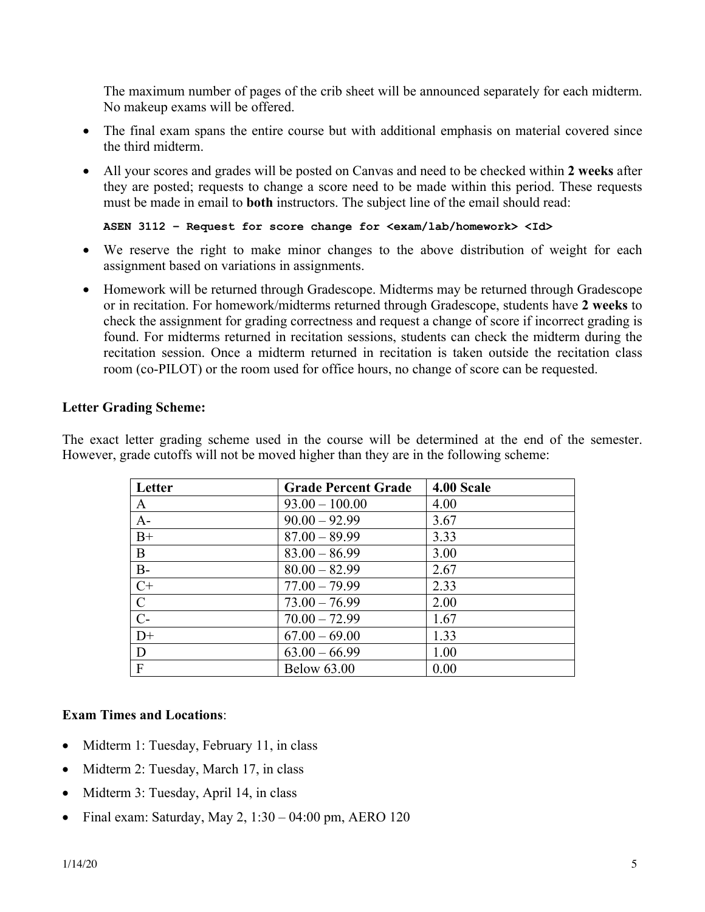The maximum number of pages of the crib sheet will be announced separately for each midterm. No makeup exams will be offered.

- The final exam spans the entire course but with additional emphasis on material covered since the third midterm.
- All your scores and grades will be posted on Canvas and need to be checked within **2 weeks** after they are posted; requests to change a score need to be made within this period. These requests must be made in email to **both** instructors. The subject line of the email should read:

  ```
  ASEN 3112 – Request for score change for <exam/lab/homework> <Id>
  ```

- We reserve the right to make minor changes to the above distribution of weight for each assignment based on variations in assignments.
- Homework will be returned through Gradescope. Midterms may be returned through Gradescope or in recitation. For homework/midterms returned through Gradescope, students have **2 weeks** to check the assignment for grading correctness and request a change of score if incorrect grading is found. For midterms returned in recitation sessions, students can check the midterm during the recitation session. Once a midterm returned in recitation is taken outside the recitation class room (co-PILOT) or the room used for office hours, no change of score can be requested.

**Letter Grading Scheme:**

The exact letter grading scheme used in the course will be determined at the end of the semester. However, grade cutoffs will not be moved higher than they are in the following scheme:

| Letter | Grade Percent Grade | 4.00 Scale |
|---|---|---|
| A | 93.00 – 100.00 | 4.00 |
| A- | 90.00 – 92.99 | 3.67 |
| B+ | 87.00 – 89.99 | 3.33 |
| B | 83.00 – 86.99 | 3.00 |
| B- | 80.00 – 82.99 | 2.67 |
| C+ | 77.00 – 79.99 | 2.33 |
| C | 73.00 – 76.99 | 2.00 |
| C- | 70.00 – 72.99 | 1.67 |
| D+ | 67.00 – 69.00 | 1.33 |
| D | 63.00 – 66.99 | 1.00 |
| F | Below 63.00 | 0.00 |

**Exam Times and Locations**:

- Midterm 1: Tuesday, February 11, in class
- Midterm 2: Tuesday, March 17, in class
- Midterm 3: Tuesday, April 14, in class
- Final exam: Saturday, May 2, 1:30 – 04:00 pm, AERO 120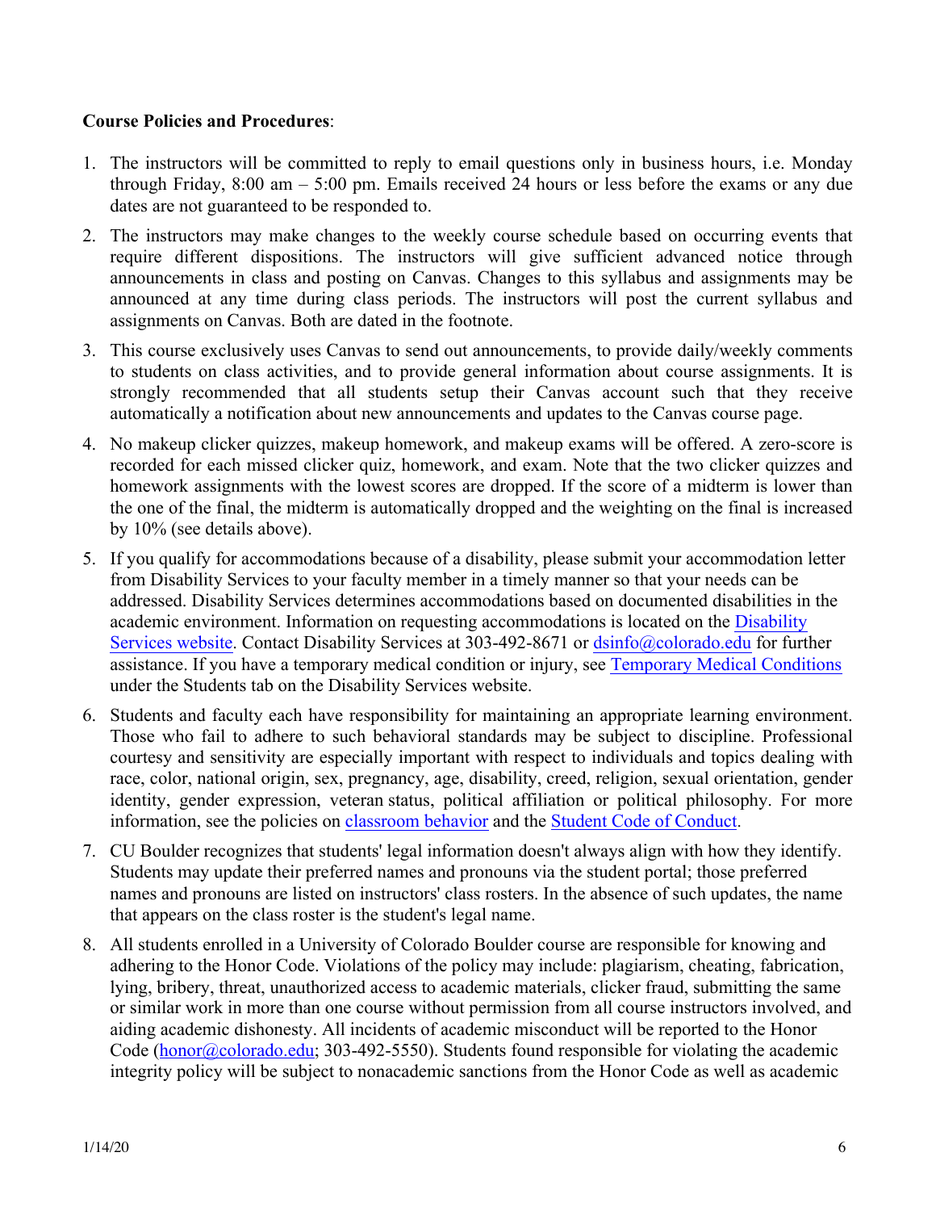**Course Policies and Procedures**:

1. The instructors will be committed to reply to email questions only in business hours, i.e. Monday through Friday, 8:00 am – 5:00 pm. Emails received 24 hours or less before the exams or any due dates are not guaranteed to be responded to.
2. The instructors may make changes to the weekly course schedule based on occurring events that require different dispositions. The instructors will give sufficient advanced notice through announcements in class and posting on Canvas. Changes to this syllabus and assignments may be announced at any time during class periods. The instructors will post the current syllabus and assignments on Canvas. Both are dated in the footnote.
3. This course exclusively uses Canvas to send out announcements, to provide daily/weekly comments to students on class activities, and to provide general information about course assignments. It is strongly recommended that all students setup their Canvas account such that they receive automatically a notification about new announcements and updates to the Canvas course page.
4. No makeup clicker quizzes, makeup homework, and makeup exams will be offered. A zero-score is recorded for each missed clicker quiz, homework, and exam. Note that the two clicker quizzes and homework assignments with the lowest scores are dropped. If the score of a midterm is lower than the one of the final, the midterm is automatically dropped and the weighting on the final is increased by 10% (see details above).
5. If you qualify for accommodations because of a disability, please submit your accommodation letter from Disability Services to your faculty member in a timely manner so that your needs can be addressed. Disability Services determines accommodations based on documented disabilities in the academic environment. Information on requesting accommodations is located on the Disability Services website. Contact Disability Services at 303-492-8671 or dsinfo@colorado.edu for further assistance. If you have a temporary medical condition or injury, see Temporary Medical Conditions under the Students tab on the Disability Services website.
6. Students and faculty each have responsibility for maintaining an appropriate learning environment. Those who fail to adhere to such behavioral standards may be subject to discipline. Professional courtesy and sensitivity are especially important with respect to individuals and topics dealing with race, color, national origin, sex, pregnancy, age, disability, creed, religion, sexual orientation, gender identity, gender expression, veteran status, political affiliation or political philosophy. For more information, see the policies on classroom behavior and the Student Code of Conduct.
7. CU Boulder recognizes that students' legal information doesn't always align with how they identify. Students may update their preferred names and pronouns via the student portal; those preferred names and pronouns are listed on instructors' class rosters. In the absence of such updates, the name that appears on the class roster is the student's legal name.
8. All students enrolled in a University of Colorado Boulder course are responsible for knowing and adhering to the Honor Code. Violations of the policy may include: plagiarism, cheating, fabrication, lying, bribery, threat, unauthorized access to academic materials, clicker fraud, submitting the same or similar work in more than one course without permission from all course instructors involved, and aiding academic dishonesty. All incidents of academic misconduct will be reported to the Honor Code (honor@colorado.edu; 303-492-5550). Students found responsible for violating the academic integrity policy will be subject to nonacademic sanctions from the Honor Code as well as academic

1/14/20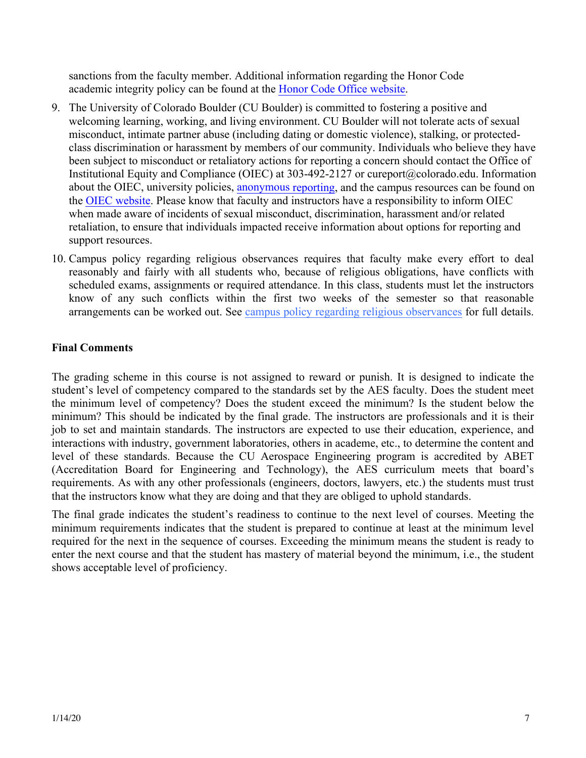sanctions from the faculty member. Additional information regarding the Honor Code academic integrity policy can be found at the Honor Code Office website.

9. The University of Colorado Boulder (CU Boulder) is committed to fostering a positive and welcoming learning, working, and living environment. CU Boulder will not tolerate acts of sexual misconduct, intimate partner abuse (including dating or domestic violence), stalking, or protected-class discrimination or harassment by members of our community. Individuals who believe they have been subject to misconduct or retaliatory actions for reporting a concern should contact the Office of Institutional Equity and Compliance (OIEC) at 303-492-2127 or cureport@colorado.edu. Information about the OIEC, university policies, anonymous reporting, and the campus resources can be found on the OIEC website. Please know that faculty and instructors have a responsibility to inform OIEC when made aware of incidents of sexual misconduct, discrimination, harassment and/or related retaliation, to ensure that individuals impacted receive information about options for reporting and support resources.

10. Campus policy regarding religious observances requires that faculty make every effort to deal reasonably and fairly with all students who, because of religious obligations, have conflicts with scheduled exams, assignments or required attendance. In this class, students must let the instructors know of any such conflicts within the first two weeks of the semester so that reasonable arrangements can be worked out. See campus policy regarding religious observances for full details.

**Final Comments**

The grading scheme in this course is not assigned to reward or punish. It is designed to indicate the student's level of competency compared to the standards set by the AES faculty. Does the student meet the minimum level of competency? Does the student exceed the minimum? Is the student below the minimum? This should be indicated by the final grade. The instructors are professionals and it is their job to set and maintain standards. The instructors are expected to use their education, experience, and interactions with industry, government laboratories, others in academe, etc., to determine the content and level of these standards. Because the CU Aerospace Engineering program is accredited by ABET (Accreditation Board for Engineering and Technology), the AES curriculum meets that board's requirements. As with any other professionals (engineers, doctors, lawyers, etc.) the students must trust that the instructors know what they are doing and that they are obliged to uphold standards.

The final grade indicates the student's readiness to continue to the next level of courses. Meeting the minimum requirements indicates that the student is prepared to continue at least at the minimum level required for the next in the sequence of courses. Exceeding the minimum means the student is ready to enter the next course and that the student has mastery of material beyond the minimum, i.e., the student shows acceptable level of proficiency.